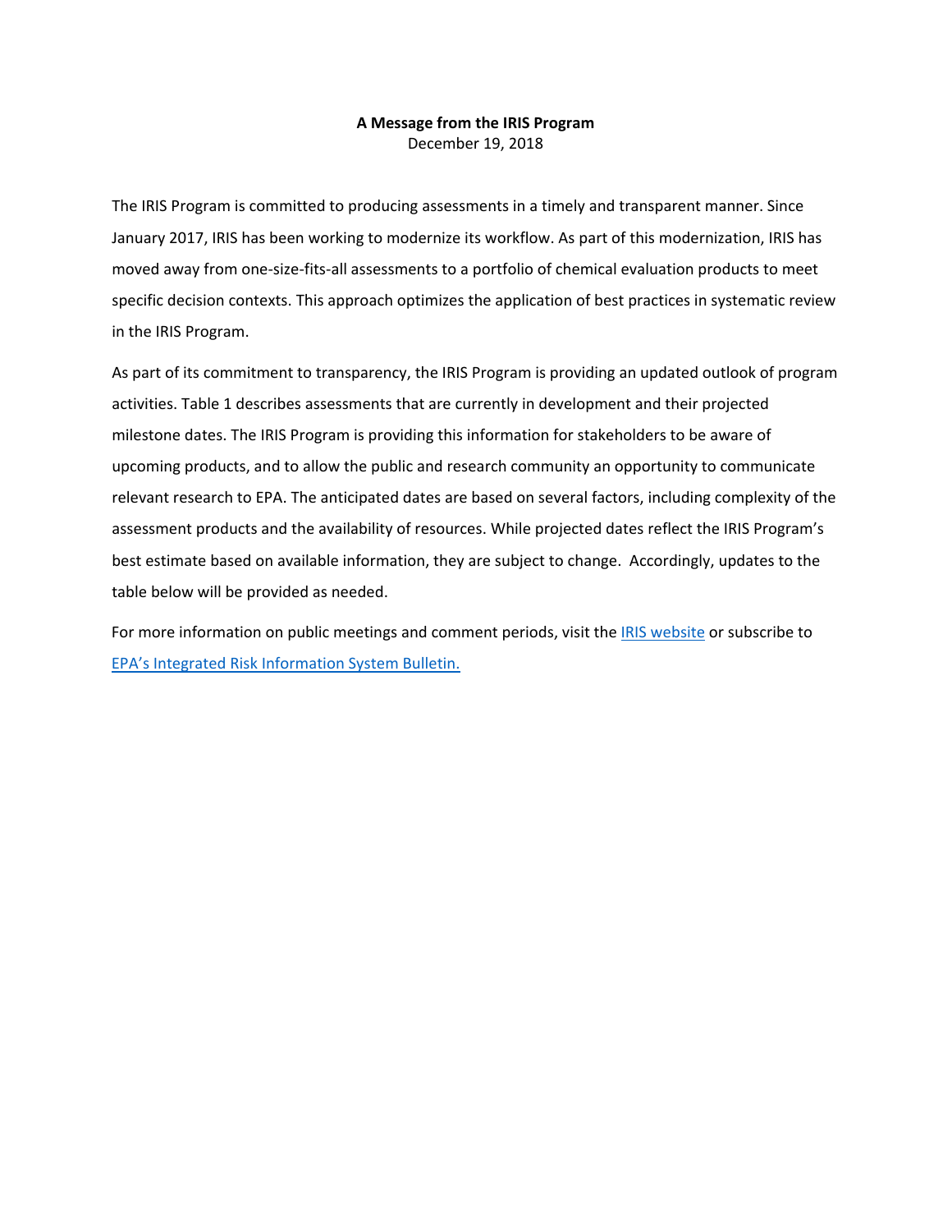**A Message from the IRIS Program**

December 19, 2018

The IRIS Program is committed to producing assessments in a timely and transparent manner. Since January 2017, IRIS has been working to modernize its workflow. As part of this modernization, IRIS has moved away from one-size-fits-all assessments to a portfolio of chemical evaluation products to meet specific decision contexts. This approach optimizes the application of best practices in systematic review in the IRIS Program.

As part of its commitment to transparency, the IRIS Program is providing an updated outlook of program activities. Table 1 describes assessments that are currently in development and their projected milestone dates. The IRIS Program is providing this information for stakeholders to be aware of upcoming products, and to allow the public and research community an opportunity to communicate relevant research to EPA. The anticipated dates are based on several factors, including complexity of the assessment products and the availability of resources. While projected dates reflect the IRIS Program's best estimate based on available information, they are subject to change. Accordingly, updates to the table below will be provided as needed.

For more information on public meetings and comment periods, visit the IRIS website or subscribe to EPA's Integrated Risk Information System Bulletin.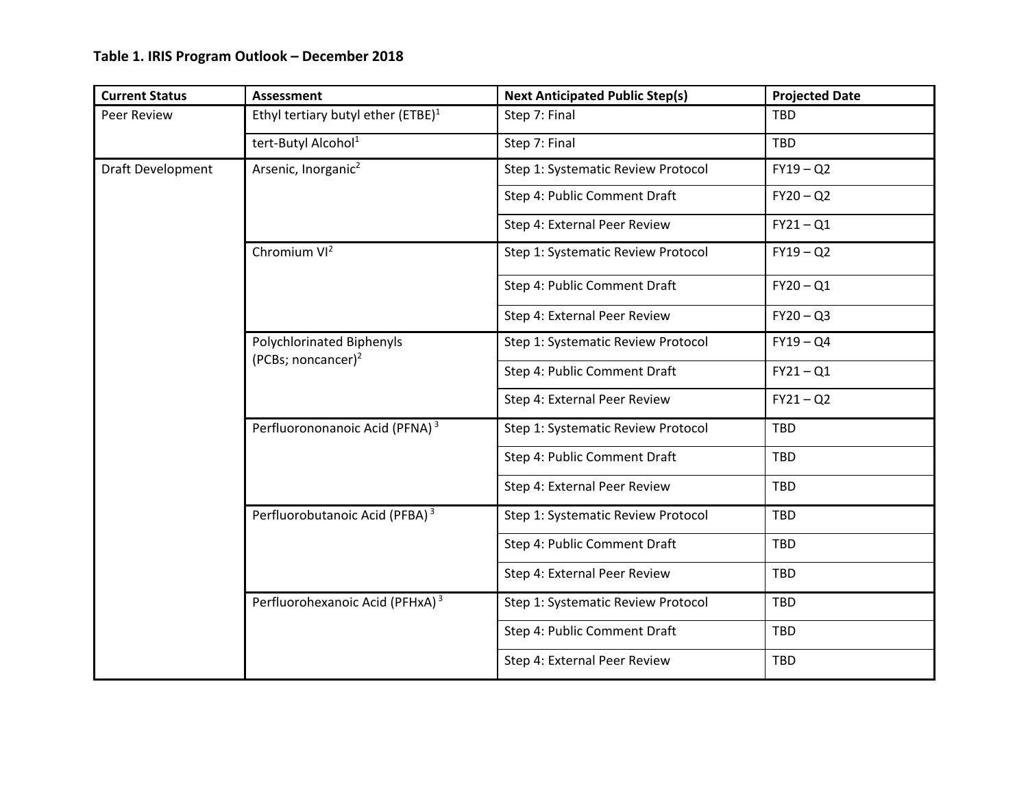**Table 1. IRIS Program Outlook – December 2018**

| Current Status | Assessment | Next Anticipated Public Step(s) | Projected Date |
|---|---|---|---|
| Peer Review | Ethyl tertiary butyl ether (ETBE)[1] | Step 7: Final | TBD |
| | tert-Butyl Alcohol[1] | Step 7: Final | TBD |
| Draft Development | Arsenic, Inorganic[2] | Step 1: Systematic Review Protocol | FY19 – Q2 |
| | | Step 4: Public Comment Draft | FY20 – Q2 |
| | | Step 4: External Peer Review | FY21 – Q1 |
| | Chromium VI[2] | Step 1: Systematic Review Protocol | FY19 – Q2 |
| | | Step 4: Public Comment Draft | FY20 – Q1 |
| | | Step 4: External Peer Review | FY20 – Q3 |
| | Polychlorinated Biphenyls (PCBs; noncancer)[2] | Step 1: Systematic Review Protocol | FY19 – Q4 |
| | | Step 4: Public Comment Draft | FY21 – Q1 |
| | | Step 4: External Peer Review | FY21 – Q2 |
| | Perfluorononanoic Acid (PFNA)[3] | Step 1: Systematic Review Protocol | TBD |
| | | Step 4: Public Comment Draft | TBD |
| | | Step 4: External Peer Review | TBD |
| | Perfluorobutanoic Acid (PFBA)[3] | Step 1: Systematic Review Protocol | TBD |
| | | Step 4: Public Comment Draft | TBD |
| | | Step 4: External Peer Review | TBD |
| | Perfluorohexanoic Acid (PFHxA)[3] | Step 1: Systematic Review Protocol | TBD |
| | | Step 4: Public Comment Draft | TBD |
| | | Step 4: External Peer Review | TBD |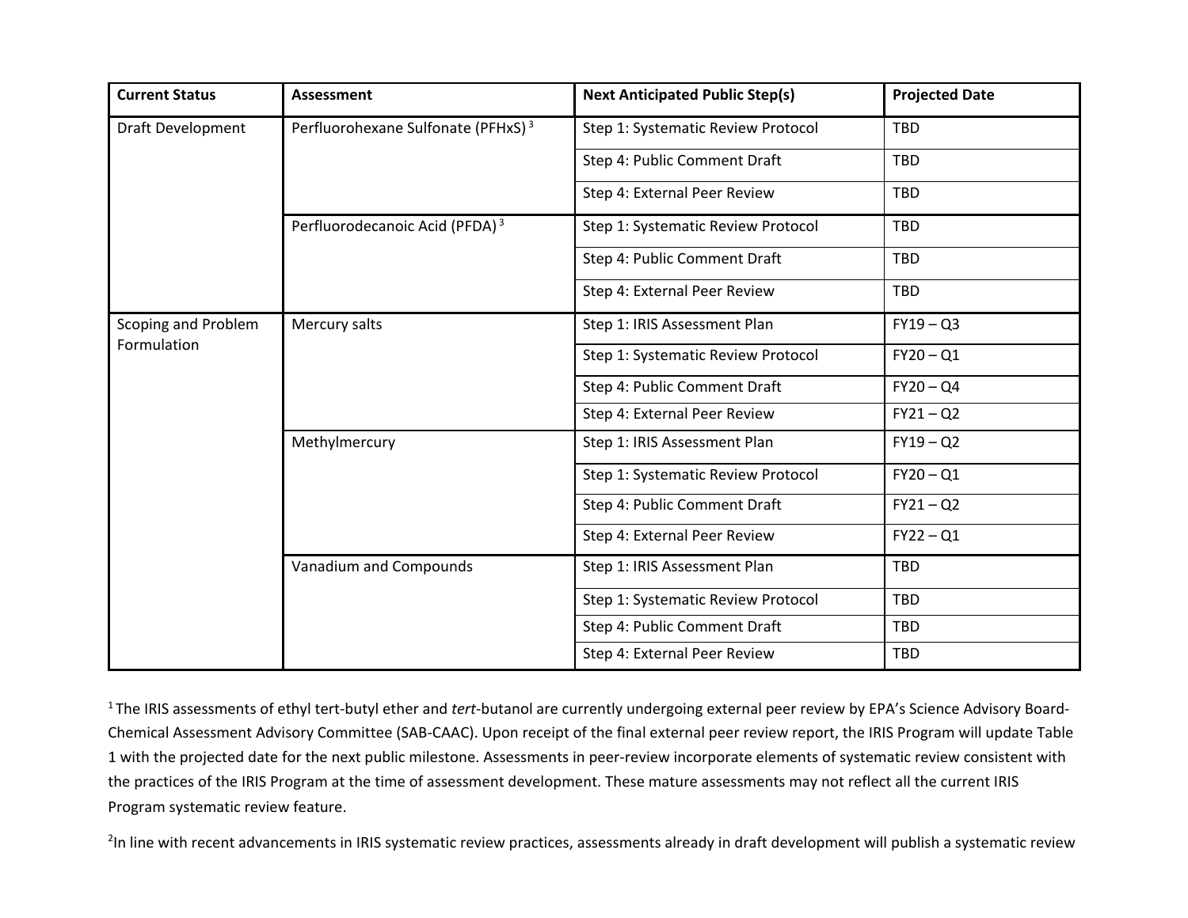| Current Status | Assessment | Next Anticipated Public Step(s) | Projected Date |
| --- | --- | --- | --- |
| Draft Development | Perfluorohexane Sulfonate (PFHxS) [3] | Step 1: Systematic Review Protocol | TBD |
| | | Step 4: Public Comment Draft | TBD |
| | | Step 4: External Peer Review | TBD |
| | Perfluorodecanoic Acid (PFDA) [3] | Step 1: Systematic Review Protocol | TBD |
| | | Step 4: Public Comment Draft | TBD |
| | | Step 4: External Peer Review | TBD |
| Scoping and Problem Formulation | Mercury salts | Step 1: IRIS Assessment Plan | FY19 – Q3 |
| | | Step 1: Systematic Review Protocol | FY20 – Q1 |
| | | Step 4: Public Comment Draft | FY20 – Q4 |
| | | Step 4: External Peer Review | FY21 – Q2 |
| | Methylmercury | Step 1: IRIS Assessment Plan | FY19 – Q2 |
| | | Step 1: Systematic Review Protocol | FY20 – Q1 |
| | | Step 4: Public Comment Draft | FY21 – Q2 |
| | | Step 4: External Peer Review | FY22 – Q1 |
| | Vanadium and Compounds | Step 1: IRIS Assessment Plan | TBD |
| | | Step 1: Systematic Review Protocol | TBD |
| | | Step 4: Public Comment Draft | TBD |
| | | Step 4: External Peer Review | TBD |

[1] The IRIS assessments of ethyl tert-butyl ether and *tert*-butanol are currently undergoing external peer review by EPA's Science Advisory Board-Chemical Assessment Advisory Committee (SAB-CAAC). Upon receipt of the final external peer review report, the IRIS Program will update Table 1 with the projected date for the next public milestone. Assessments in peer-review incorporate elements of systematic review consistent with the practices of the IRIS Program at the time of assessment development. These mature assessments may not reflect all the current IRIS Program systematic review feature.

[2] In line with recent advancements in IRIS systematic review practices, assessments already in draft development will publish a systematic review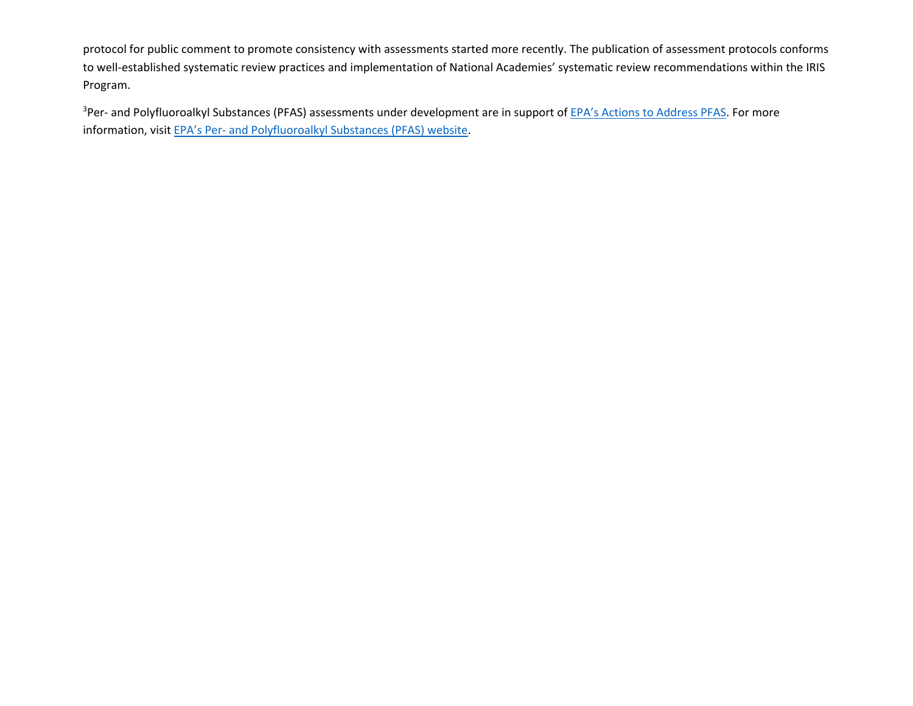protocol for public comment to promote consistency with assessments started more recently. The publication of assessment protocols conforms to well-established systematic review practices and implementation of National Academies' systematic review recommendations within the IRIS Program.

[3]Per- and Polyfluoroalkyl Substances (PFAS) assessments under development are in support of EPA's Actions to Address PFAS. For more information, visit EPA's Per- and Polyfluoroalkyl Substances (PFAS) website.